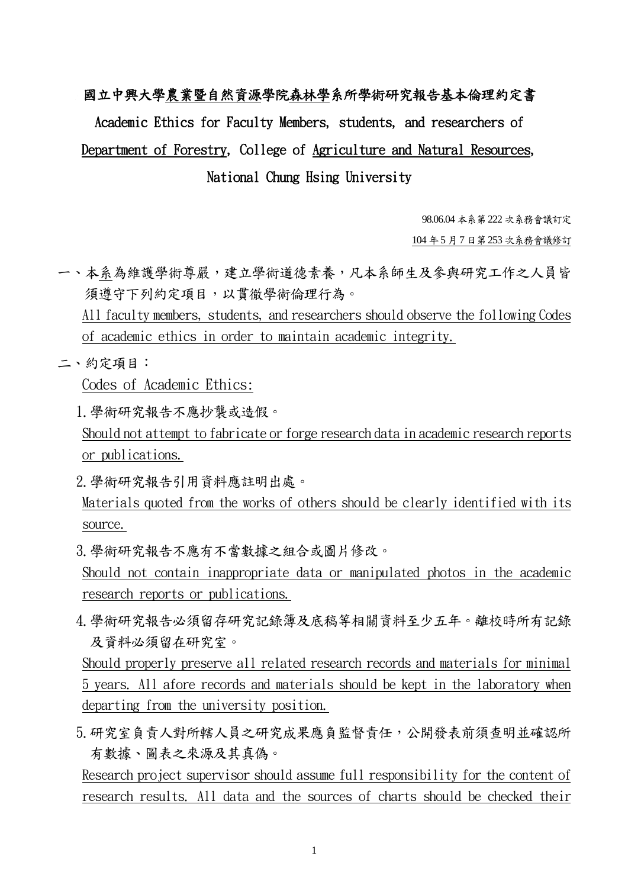# 國立中興大學農業暨自然資源學院森林學系所學術研究報告基本倫理約定書

# Academic Ethics for Faculty Members, students, and researchers of Department of Forestry, College of Agriculture and Natural Resources, National Chung Hsing University

98.06.04 本系第 222 次系務會議訂定

104 年 5 月 7 日第 253 次系務會議修訂

一、本系為維護學術尊嚴，建立學術道德素養，凡本系師生及參與研究工作之人員皆須遵守下列約定項目，以貫徹學術倫理行為。

All faculty members, students, and researchers should observe the following Codes of academic ethics in order to maintain academic integrity.

二、約定項目：

Codes of Academic Ethics:

1. 學術研究報告不應抄襲或造假。

   Should not attempt to fabricate or forge research data in academic research reports or publications.

2. 學術研究報告引用資料應註明出處。

   Materials quoted from the works of others should be clearly identified with its source.

3. 學術研究報告不應有不當數據之組合或圖片修改。

   Should not contain inappropriate data or manipulated photos in the academic research reports or publications.

4. 學術研究報告必須留存研究記錄簿及底稿等相關資料至少五年。離校時所有記錄及資料必須留在研究室。

   Should properly preserve all related research records and materials for minimal 5 years. All afore records and materials should be kept in the laboratory when departing from the university position.

5. 研究室負責人對所轄人員之研究成果應負監督責任，公開發表前須查明並確認所有數據、圖表之來源及其真偽。

   Research project supervisor should assume full responsibility for the content of research results. All data and the sources of charts should be checked their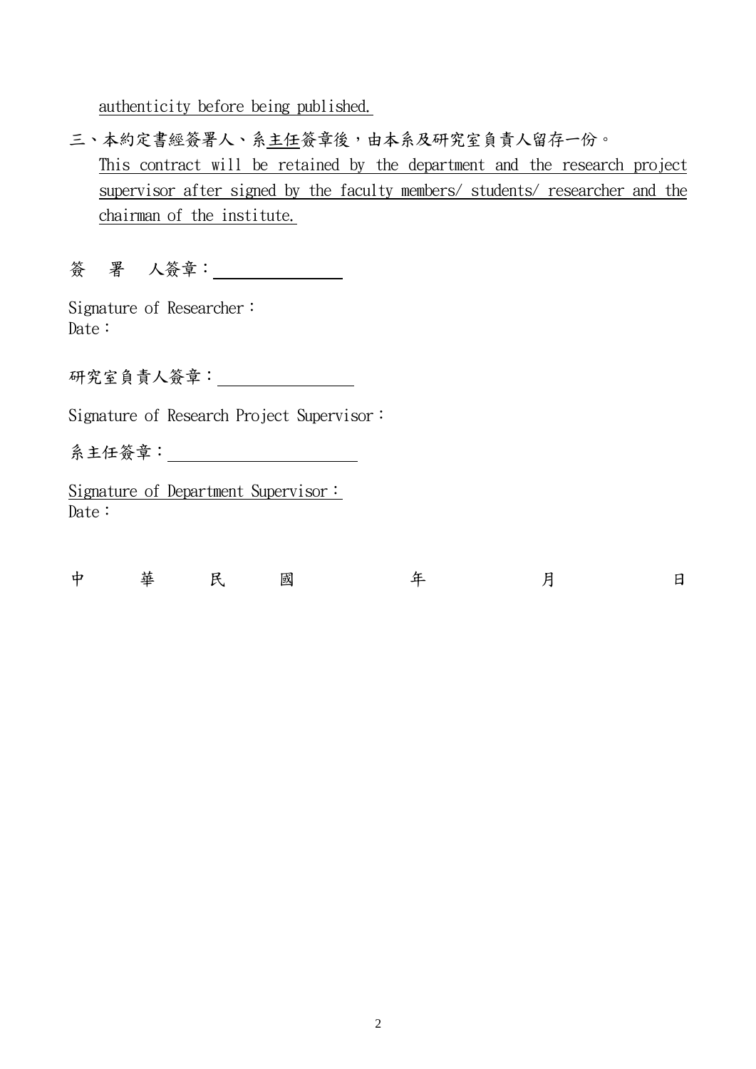authenticity before being published.

三、本約定書經簽署人、系主任簽章後，由本系及研究室負責人留存一份。
This contract will be retained by the department and the research project supervisor after signed by the faculty members/ students/ researcher and the chairman of the institute.

簽　署　人簽章：\_\_\_\_\_\_\_\_\_\_\_\_\_\_

Signature of Researcher：
Date：

研究室負責人簽章：\_\_\_\_\_\_\_\_\_\_\_\_\_\_

Signature of Research Project Supervisor：

系主任簽章：\_\_\_\_\_\_\_\_\_\_\_\_\_\_\_\_\_\_

Signature of Department Supervisor：
Date：

中　　華　　民　　國　　　　年　　　　月　　　　日